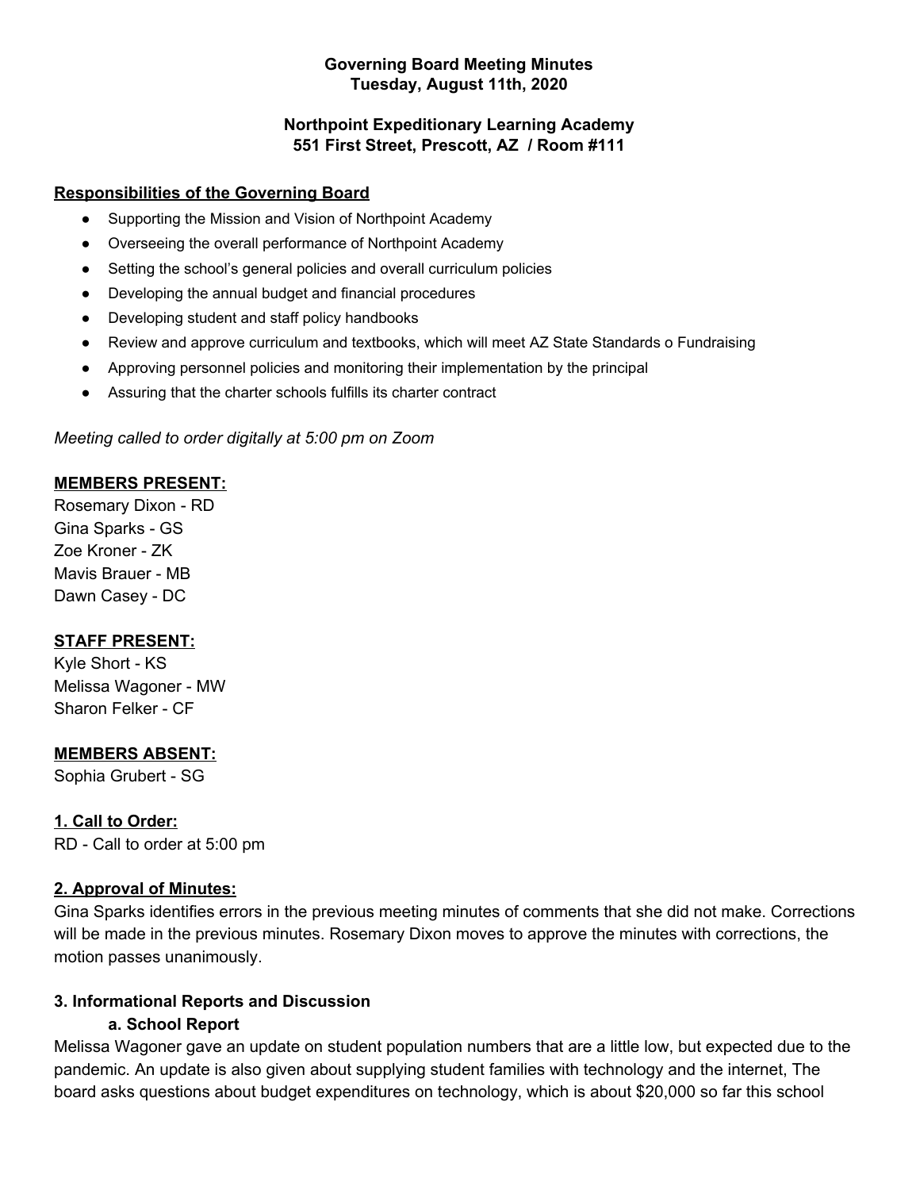**Governing Board Meeting Minutes**
**Tuesday, August 11th, 2020**

**Northpoint Expeditionary Learning Academy**
**551 First Street, Prescott, AZ / Room #111**

**Responsibilities of the Governing Board**

- Supporting the Mission and Vision of Northpoint Academy
- Overseeing the overall performance of Northpoint Academy
- Setting the school's general policies and overall curriculum policies
- Developing the annual budget and financial procedures
- Developing student and staff policy handbooks
- Review and approve curriculum and textbooks, which will meet AZ State Standards o Fundraising
- Approving personnel policies and monitoring their implementation by the principal
- Assuring that the charter schools fulfills its charter contract

*Meeting called to order digitally at 5:00 pm on Zoom*

**MEMBERS PRESENT:**
Rosemary Dixon - RD
Gina Sparks - GS
Zoe Kroner - ZK
Mavis Brauer - MB
Dawn Casey - DC

**STAFF PRESENT:**
Kyle Short - KS
Melissa Wagoner - MW
Sharon Felker - CF

**MEMBERS ABSENT:**
Sophia Grubert - SG

**1. Call to Order:**
RD - Call to order at 5:00 pm

**2. Approval of Minutes:**
Gina Sparks identifies errors in the previous meeting minutes of comments that she did not make. Corrections will be made in the previous minutes. Rosemary Dixon moves to approve the minutes with corrections, the motion passes unanimously.

**3. Informational Reports and Discussion**

**a. School Report**

Melissa Wagoner gave an update on student population numbers that are a little low, but expected due to the pandemic. An update is also given about supplying student families with technology and the internet, The board asks questions about budget expenditures on technology, which is about $20,000 so far this school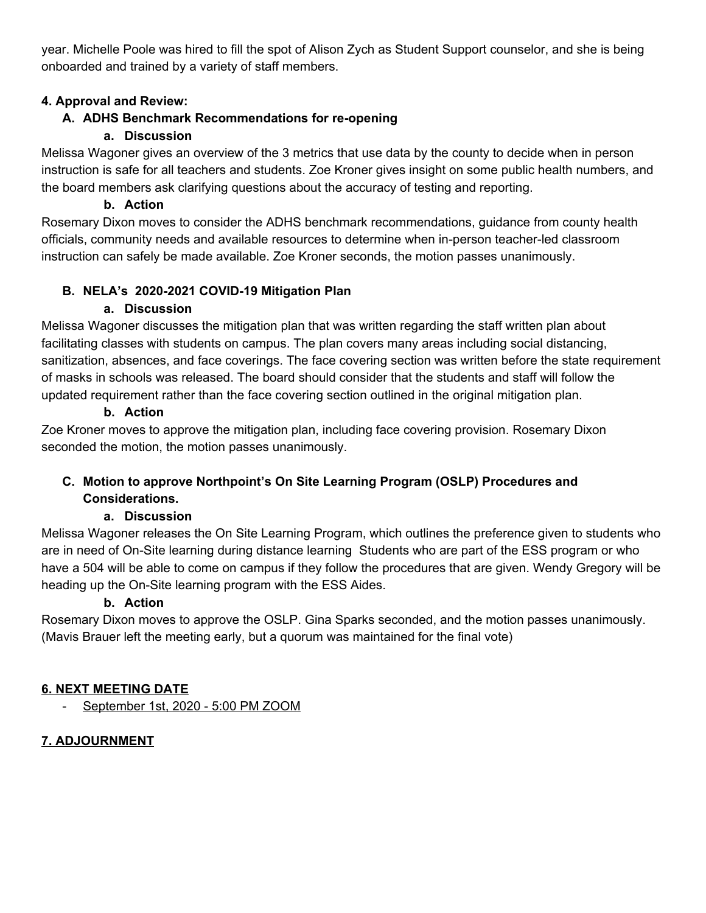year. Michelle Poole was hired to fill the spot of Alison Zych as Student Support counselor, and she is being onboarded and trained by a variety of staff members.

**4. Approval and Review:**

**A. ADHS Benchmark Recommendations for re-opening**

**a. Discussion**

Melissa Wagoner gives an overview of the 3 metrics that use data by the county to decide when in person instruction is safe for all teachers and students. Zoe Kroner gives insight on some public health numbers, and the board members ask clarifying questions about the accuracy of testing and reporting.

**b. Action**

Rosemary Dixon moves to consider the ADHS benchmark recommendations, guidance from county health officials, community needs and available resources to determine when in-person teacher-led classroom instruction can safely be made available. Zoe Kroner seconds, the motion passes unanimously.

**B. NELA's 2020-2021 COVID-19 Mitigation Plan**

**a. Discussion**

Melissa Wagoner discusses the mitigation plan that was written regarding the staff written plan about facilitating classes with students on campus. The plan covers many areas including social distancing, sanitization, absences, and face coverings. The face covering section was written before the state requirement of masks in schools was released. The board should consider that the students and staff will follow the updated requirement rather than the face covering section outlined in the original mitigation plan.

**b. Action**

Zoe Kroner moves to approve the mitigation plan, including face covering provision. Rosemary Dixon seconded the motion, the motion passes unanimously.

**C. Motion to approve Northpoint's On Site Learning Program (OSLP) Procedures and Considerations.**

**a. Discussion**

Melissa Wagoner releases the On Site Learning Program, which outlines the preference given to students who are in need of On-Site learning during distance learning Students who are part of the ESS program or who have a 504 will be able to come on campus if they follow the procedures that are given. Wendy Gregory will be heading up the On-Site learning program with the ESS Aides.

**b. Action**

Rosemary Dixon moves to approve the OSLP. Gina Sparks seconded, and the motion passes unanimously. (Mavis Brauer left the meeting early, but a quorum was maintained for the final vote)

**6. NEXT MEETING DATE**

- September 1st, 2020 - 5:00 PM ZOOM

**7. ADJOURNMENT**